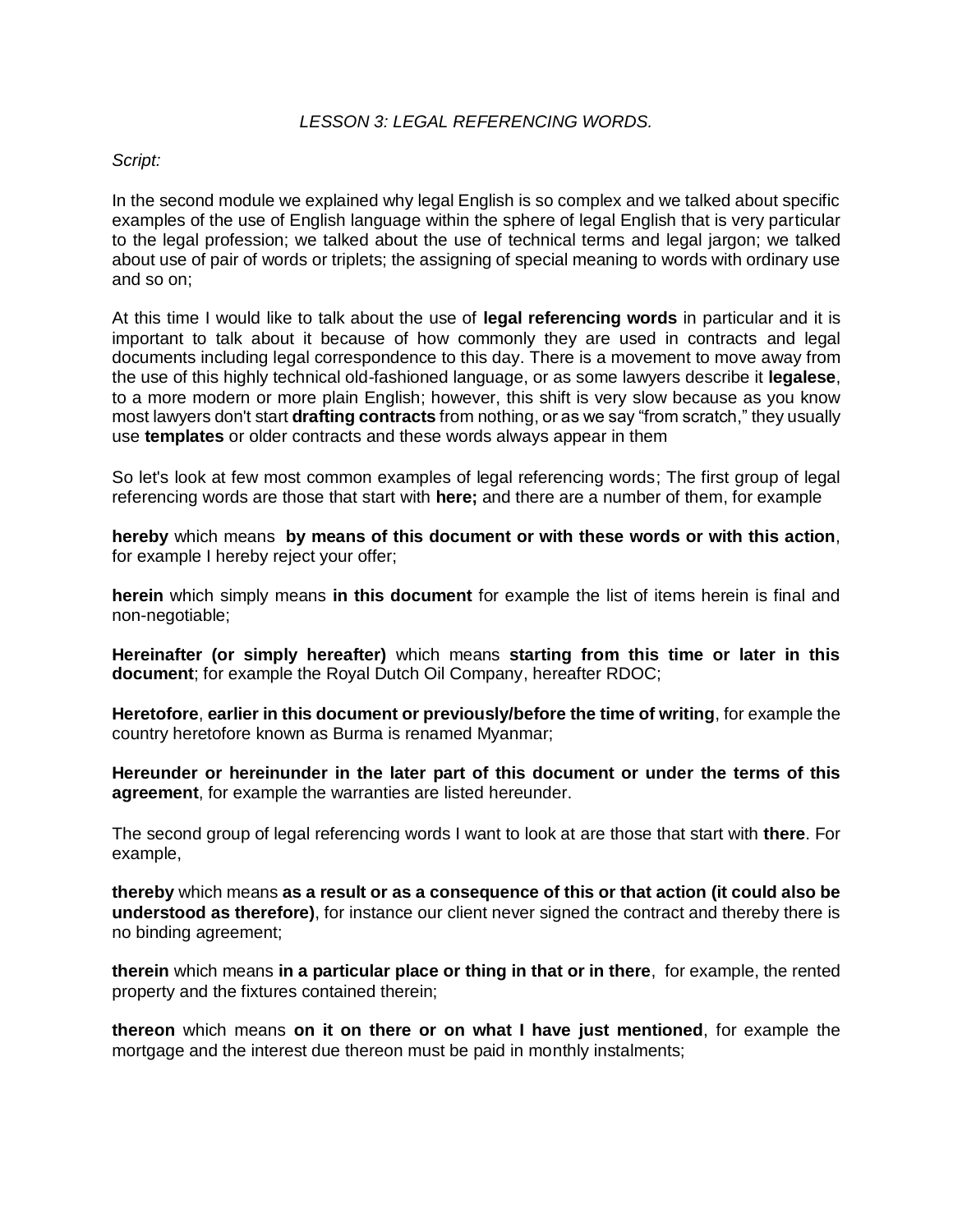*LESSON 3: LEGAL REFERENCING WORDS.*

*Script:*

In the second module we explained why legal English is so complex and we talked about specific examples of the use of English language within the sphere of legal English that is very particular to the legal profession; we talked about the use of technical terms and legal jargon; we talked about use of pair of words or triplets; the assigning of special meaning to words with ordinary use and so on;

At this time I would like to talk about the use of **legal referencing words** in particular and it is important to talk about it because of how commonly they are used in contracts and legal documents including legal correspondence to this day. There is a movement to move away from the use of this highly technical old-fashioned language, or as some lawyers describe it **legalese**, to a more modern or more plain English; however, this shift is very slow because as you know most lawyers don't start **drafting contracts** from nothing, or as we say "from scratch," they usually use **templates** or older contracts and these words always appear in them

So let's look at few most common examples of legal referencing words; The first group of legal referencing words are those that start with **here;** and there are a number of them, for example

**hereby** which means **by means of this document or with these words or with this action**, for example I hereby reject your offer;

**herein** which simply means **in this document** for example the list of items herein is final and non-negotiable;

**Hereinafter (or simply hereafter)** which means **starting from this time or later in this document**; for example the Royal Dutch Oil Company, hereafter RDOC;

**Heretofore**, **earlier in this document or previously/before the time of writing**, for example the country heretofore known as Burma is renamed Myanmar;

**Hereunder or hereinunder in the later part of this document or under the terms of this agreement**, for example the warranties are listed hereunder.

The second group of legal referencing words I want to look at are those that start with **there**. For example,

**thereby** which means **as a result or as a consequence of this or that action (it could also be understood as therefore)**, for instance our client never signed the contract and thereby there is no binding agreement;

**therein** which means **in a particular place or thing in that or in there**, for example, the rented property and the fixtures contained therein;

**thereon** which means **on it on there or on what I have just mentioned**, for example the mortgage and the interest due thereon must be paid in monthly instalments;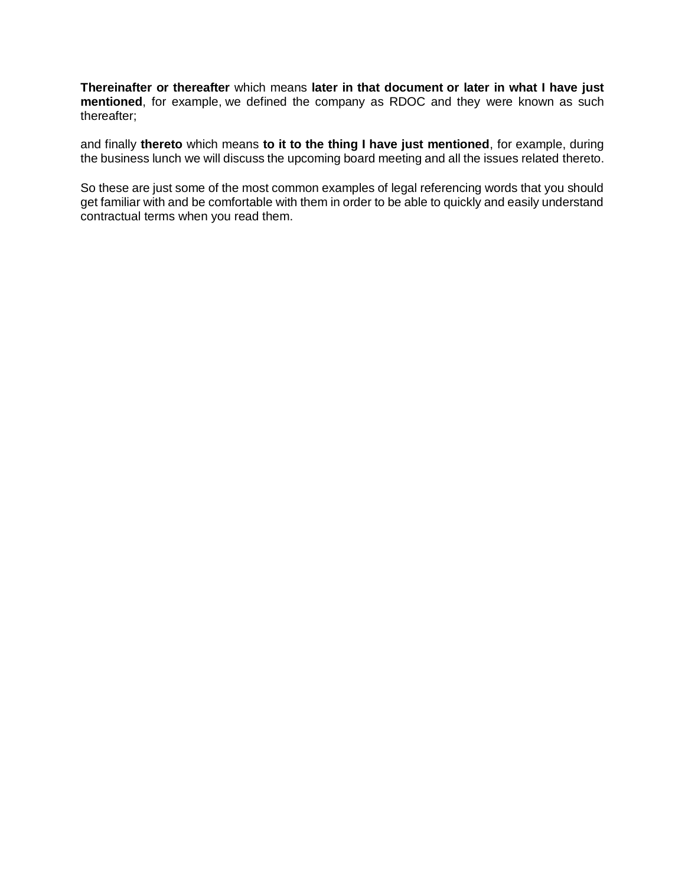**Thereinafter or thereafter** which means **later in that document or later in what I have just mentioned**, for example, we defined the company as RDOC and they were known as such thereafter;

and finally **thereto** which means **to it to the thing I have just mentioned**, for example, during the business lunch we will discuss the upcoming board meeting and all the issues related thereto.

So these are just some of the most common examples of legal referencing words that you should get familiar with and be comfortable with them in order to be able to quickly and easily understand contractual terms when you read them.